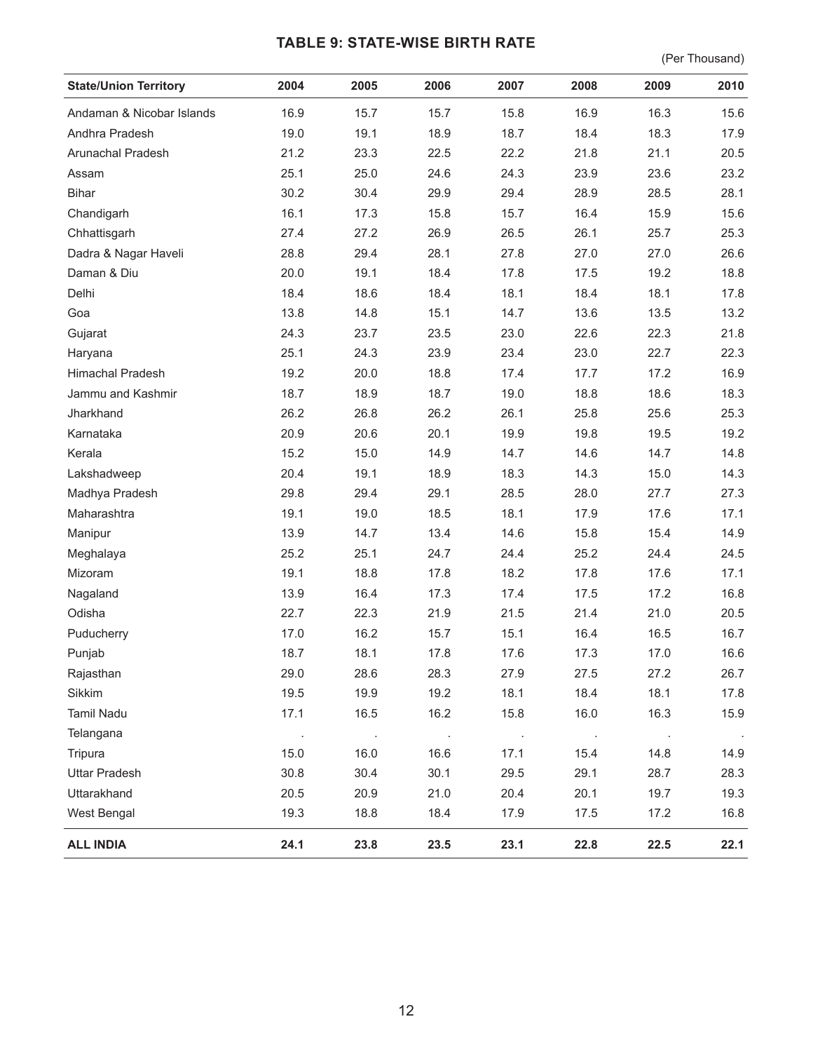## TABLE 9: STATE-WISE BIRTH RATE

(Per Thousand)

| State/Union Territory | 2004 | 2005 | 2006 | 2007 | 2008 | 2009 | 2010 |
|---|---|---|---|---|---|---|---|
| Andaman & Nicobar Islands | 16.9 | 15.7 | 15.7 | 15.8 | 16.9 | 16.3 | 15.6 |
| Andhra Pradesh | 19.0 | 19.1 | 18.9 | 18.7 | 18.4 | 18.3 | 17.9 |
| Arunachal Pradesh | 21.2 | 23.3 | 22.5 | 22.2 | 21.8 | 21.1 | 20.5 |
| Assam | 25.1 | 25.0 | 24.6 | 24.3 | 23.9 | 23.6 | 23.2 |
| Bihar | 30.2 | 30.4 | 29.9 | 29.4 | 28.9 | 28.5 | 28.1 |
| Chandigarh | 16.1 | 17.3 | 15.8 | 15.7 | 16.4 | 15.9 | 15.6 |
| Chhattisgarh | 27.4 | 27.2 | 26.9 | 26.5 | 26.1 | 25.7 | 25.3 |
| Dadra & Nagar Haveli | 28.8 | 29.4 | 28.1 | 27.8 | 27.0 | 27.0 | 26.6 |
| Daman & Diu | 20.0 | 19.1 | 18.4 | 17.8 | 17.5 | 19.2 | 18.8 |
| Delhi | 18.4 | 18.6 | 18.4 | 18.1 | 18.4 | 18.1 | 17.8 |
| Goa | 13.8 | 14.8 | 15.1 | 14.7 | 13.6 | 13.5 | 13.2 |
| Gujarat | 24.3 | 23.7 | 23.5 | 23.0 | 22.6 | 22.3 | 21.8 |
| Haryana | 25.1 | 24.3 | 23.9 | 23.4 | 23.0 | 22.7 | 22.3 |
| Himachal Pradesh | 19.2 | 20.0 | 18.8 | 17.4 | 17.7 | 17.2 | 16.9 |
| Jammu and Kashmir | 18.7 | 18.9 | 18.7 | 19.0 | 18.8 | 18.6 | 18.3 |
| Jharkhand | 26.2 | 26.8 | 26.2 | 26.1 | 25.8 | 25.6 | 25.3 |
| Karnataka | 20.9 | 20.6 | 20.1 | 19.9 | 19.8 | 19.5 | 19.2 |
| Kerala | 15.2 | 15.0 | 14.9 | 14.7 | 14.6 | 14.7 | 14.8 |
| Lakshadweep | 20.4 | 19.1 | 18.9 | 18.3 | 14.3 | 15.0 | 14.3 |
| Madhya Pradesh | 29.8 | 29.4 | 29.1 | 28.5 | 28.0 | 27.7 | 27.3 |
| Maharashtra | 19.1 | 19.0 | 18.5 | 18.1 | 17.9 | 17.6 | 17.1 |
| Manipur | 13.9 | 14.7 | 13.4 | 14.6 | 15.8 | 15.4 | 14.9 |
| Meghalaya | 25.2 | 25.1 | 24.7 | 24.4 | 25.2 | 24.4 | 24.5 |
| Mizoram | 19.1 | 18.8 | 17.8 | 18.2 | 17.8 | 17.6 | 17.1 |
| Nagaland | 13.9 | 16.4 | 17.3 | 17.4 | 17.5 | 17.2 | 16.8 |
| Odisha | 22.7 | 22.3 | 21.9 | 21.5 | 21.4 | 21.0 | 20.5 |
| Puducherry | 17.0 | 16.2 | 15.7 | 15.1 | 16.4 | 16.5 | 16.7 |
| Punjab | 18.7 | 18.1 | 17.8 | 17.6 | 17.3 | 17.0 | 16.6 |
| Rajasthan | 29.0 | 28.6 | 28.3 | 27.9 | 27.5 | 27.2 | 26.7 |
| Sikkim | 19.5 | 19.9 | 19.2 | 18.1 | 18.4 | 18.1 | 17.8 |
| Tamil Nadu | 17.1 | 16.5 | 16.2 | 15.8 | 16.0 | 16.3 | 15.9 |
| Telangana | . | . | . | . | . | . | . |
| Tripura | 15.0 | 16.0 | 16.6 | 17.1 | 15.4 | 14.8 | 14.9 |
| Uttar Pradesh | 30.8 | 30.4 | 30.1 | 29.5 | 29.1 | 28.7 | 28.3 |
| Uttarakhand | 20.5 | 20.9 | 21.0 | 20.4 | 20.1 | 19.7 | 19.3 |
| West Bengal | 19.3 | 18.8 | 18.4 | 17.9 | 17.5 | 17.2 | 16.8 |
| **ALL INDIA** | **24.1** | **23.8** | **23.5** | **23.1** | **22.8** | **22.5** | **22.1** |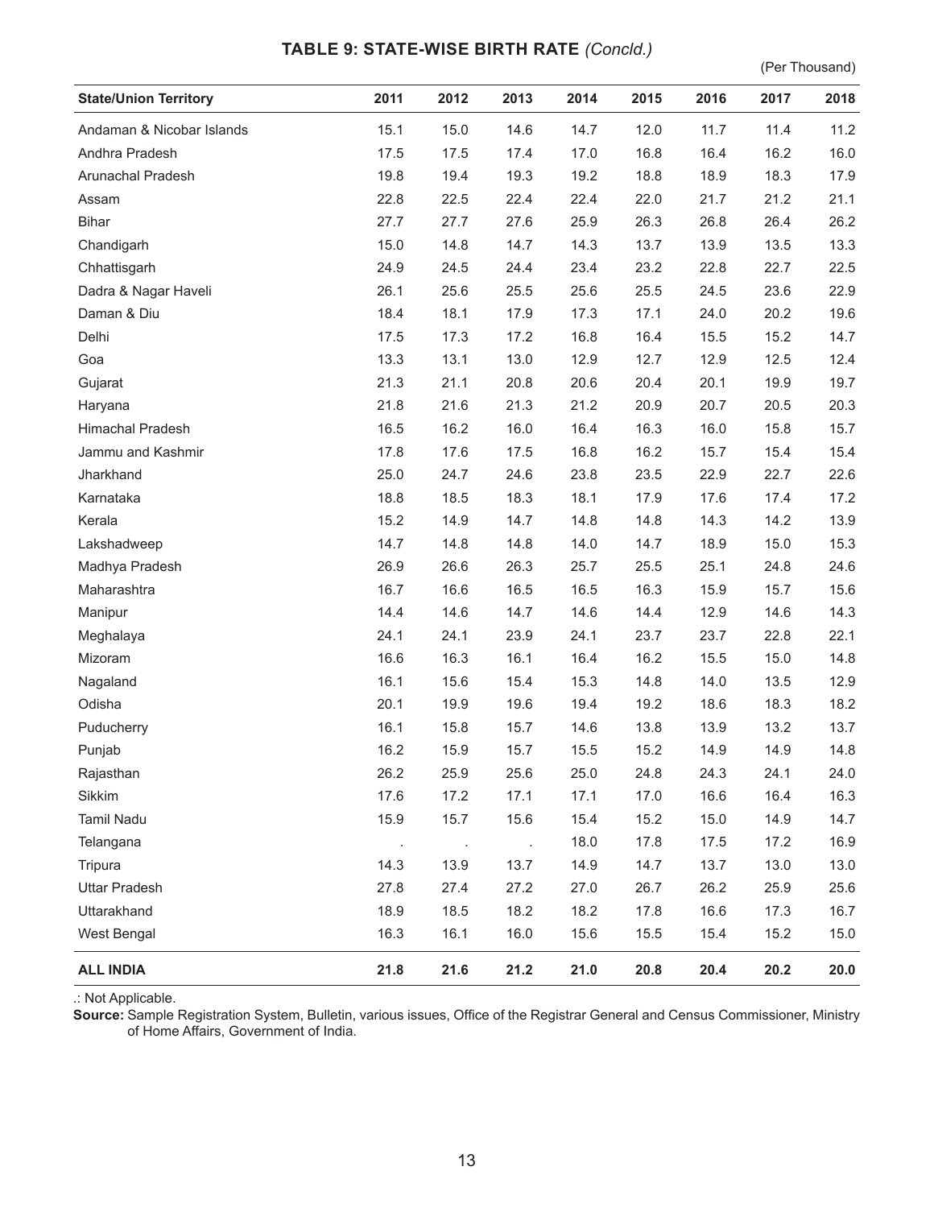### TABLE 9: STATE-WISE BIRTH RATE *(Concld.)*

(Per Thousand)

| State/Union Territory | 2011 | 2012 | 2013 | 2014 | 2015 | 2016 | 2017 | 2018 |
|---|---|---|---|---|---|---|---|---|
| Andaman & Nicobar Islands | 15.1 | 15.0 | 14.6 | 14.7 | 12.0 | 11.7 | 11.4 | 11.2 |
| Andhra Pradesh | 17.5 | 17.5 | 17.4 | 17.0 | 16.8 | 16.4 | 16.2 | 16.0 |
| Arunachal Pradesh | 19.8 | 19.4 | 19.3 | 19.2 | 18.8 | 18.9 | 18.3 | 17.9 |
| Assam | 22.8 | 22.5 | 22.4 | 22.4 | 22.0 | 21.7 | 21.2 | 21.1 |
| Bihar | 27.7 | 27.7 | 27.6 | 25.9 | 26.3 | 26.8 | 26.4 | 26.2 |
| Chandigarh | 15.0 | 14.8 | 14.7 | 14.3 | 13.7 | 13.9 | 13.5 | 13.3 |
| Chhattisgarh | 24.9 | 24.5 | 24.4 | 23.4 | 23.2 | 22.8 | 22.7 | 22.5 |
| Dadra & Nagar Haveli | 26.1 | 25.6 | 25.5 | 25.6 | 25.5 | 24.5 | 23.6 | 22.9 |
| Daman & Diu | 18.4 | 18.1 | 17.9 | 17.3 | 17.1 | 24.0 | 20.2 | 19.6 |
| Delhi | 17.5 | 17.3 | 17.2 | 16.8 | 16.4 | 15.5 | 15.2 | 14.7 |
| Goa | 13.3 | 13.1 | 13.0 | 12.9 | 12.7 | 12.9 | 12.5 | 12.4 |
| Gujarat | 21.3 | 21.1 | 20.8 | 20.6 | 20.4 | 20.1 | 19.9 | 19.7 |
| Haryana | 21.8 | 21.6 | 21.3 | 21.2 | 20.9 | 20.7 | 20.5 | 20.3 |
| Himachal Pradesh | 16.5 | 16.2 | 16.0 | 16.4 | 16.3 | 16.0 | 15.8 | 15.7 |
| Jammu and Kashmir | 17.8 | 17.6 | 17.5 | 16.8 | 16.2 | 15.7 | 15.4 | 15.4 |
| Jharkhand | 25.0 | 24.7 | 24.6 | 23.8 | 23.5 | 22.9 | 22.7 | 22.6 |
| Karnataka | 18.8 | 18.5 | 18.3 | 18.1 | 17.9 | 17.6 | 17.4 | 17.2 |
| Kerala | 15.2 | 14.9 | 14.7 | 14.8 | 14.8 | 14.3 | 14.2 | 13.9 |
| Lakshadweep | 14.7 | 14.8 | 14.8 | 14.0 | 14.7 | 18.9 | 15.0 | 15.3 |
| Madhya Pradesh | 26.9 | 26.6 | 26.3 | 25.7 | 25.5 | 25.1 | 24.8 | 24.6 |
| Maharashtra | 16.7 | 16.6 | 16.5 | 16.5 | 16.3 | 15.9 | 15.7 | 15.6 |
| Manipur | 14.4 | 14.6 | 14.7 | 14.6 | 14.4 | 12.9 | 14.6 | 14.3 |
| Meghalaya | 24.1 | 24.1 | 23.9 | 24.1 | 23.7 | 23.7 | 22.8 | 22.1 |
| Mizoram | 16.6 | 16.3 | 16.1 | 16.4 | 16.2 | 15.5 | 15.0 | 14.8 |
| Nagaland | 16.1 | 15.6 | 15.4 | 15.3 | 14.8 | 14.0 | 13.5 | 12.9 |
| Odisha | 20.1 | 19.9 | 19.6 | 19.4 | 19.2 | 18.6 | 18.3 | 18.2 |
| Puducherry | 16.1 | 15.8 | 15.7 | 14.6 | 13.8 | 13.9 | 13.2 | 13.7 |
| Punjab | 16.2 | 15.9 | 15.7 | 15.5 | 15.2 | 14.9 | 14.9 | 14.8 |
| Rajasthan | 26.2 | 25.9 | 25.6 | 25.0 | 24.8 | 24.3 | 24.1 | 24.0 |
| Sikkim | 17.6 | 17.2 | 17.1 | 17.1 | 17.0 | 16.6 | 16.4 | 16.3 |
| Tamil Nadu | 15.9 | 15.7 | 15.6 | 15.4 | 15.2 | 15.0 | 14.9 | 14.7 |
| Telangana | . | . | . | 18.0 | 17.8 | 17.5 | 17.2 | 16.9 |
| Tripura | 14.3 | 13.9 | 13.7 | 14.9 | 14.7 | 13.7 | 13.0 | 13.0 |
| Uttar Pradesh | 27.8 | 27.4 | 27.2 | 27.0 | 26.7 | 26.2 | 25.9 | 25.6 |
| Uttarakhand | 18.9 | 18.5 | 18.2 | 18.2 | 17.8 | 16.6 | 17.3 | 16.7 |
| West Bengal | 16.3 | 16.1 | 16.0 | 15.6 | 15.5 | 15.4 | 15.2 | 15.0 |
| **ALL INDIA** | **21.8** | **21.6** | **21.2** | **21.0** | **20.8** | **20.4** | **20.2** | **20.0** |

.: Not Applicable.

**Source:** Sample Registration System, Bulletin, various issues, Office of the Registrar General and Census Commissioner, Ministry of Home Affairs, Government of India.